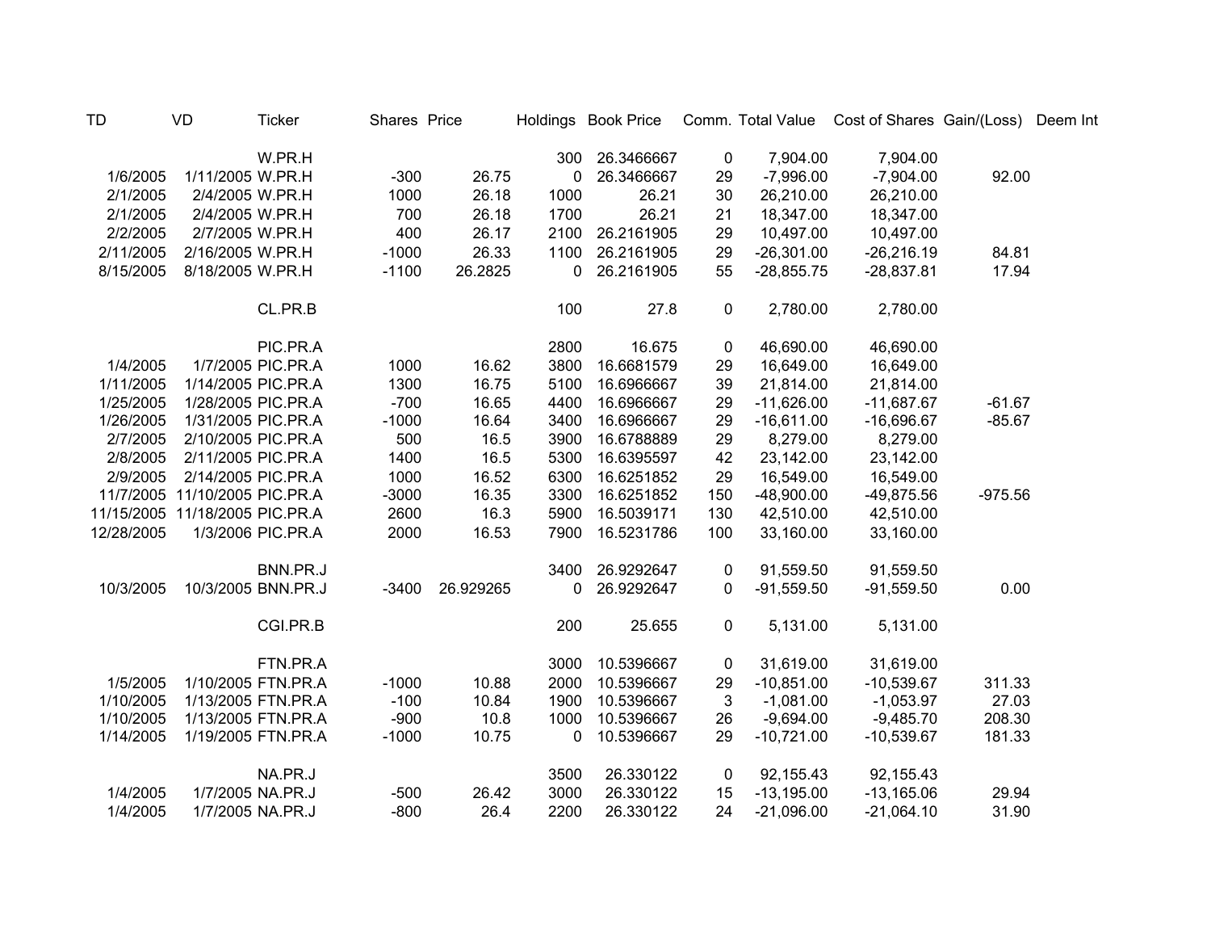| TD | VD | Ticker | Shares | Price | Holdings | Book Price | Comm. | Total Value | Cost of Shares | Gain/(Loss) | Deem Int |
|---|---|---|---|---|---|---|---|---|---|---|---|
| | | W.PR.H | | | 300 | 26.3466667 | 0 | 7,904.00 | 7,904.00 | | |
| 1/6/2005 | 1/11/2005 | W.PR.H | -300 | 26.75 | 0 | 26.3466667 | 29 | -7,996.00 | -7,904.00 | 92.00 | |
| 2/1/2005 | 2/4/2005 | W.PR.H | 1000 | 26.18 | 1000 | 26.21 | 30 | 26,210.00 | 26,210.00 | | |
| 2/1/2005 | 2/4/2005 | W.PR.H | 700 | 26.18 | 1700 | 26.21 | 21 | 18,347.00 | 18,347.00 | | |
| 2/2/2005 | 2/7/2005 | W.PR.H | 400 | 26.17 | 2100 | 26.2161905 | 29 | 10,497.00 | 10,497.00 | | |
| 2/11/2005 | 2/16/2005 | W.PR.H | -1000 | 26.33 | 1100 | 26.2161905 | 29 | -26,301.00 | -26,216.19 | 84.81 | |
| 8/15/2005 | 8/18/2005 | W.PR.H | -1100 | 26.2825 | 0 | 26.2161905 | 55 | -28,855.75 | -28,837.81 | 17.94 | |
| | | | | | | | | | | | |
| | | CL.PR.B | | | 100 | 27.8 | 0 | 2,780.00 | 2,780.00 | | |
| | | | | | | | | | | | |
| | | PIC.PR.A | | | 2800 | 16.675 | 0 | 46,690.00 | 46,690.00 | | |
| 1/4/2005 | 1/7/2005 | PIC.PR.A | 1000 | 16.62 | 3800 | 16.6681579 | 29 | 16,649.00 | 16,649.00 | | |
| 1/11/2005 | 1/14/2005 | PIC.PR.A | 1300 | 16.75 | 5100 | 16.6966667 | 39 | 21,814.00 | 21,814.00 | | |
| 1/25/2005 | 1/28/2005 | PIC.PR.A | -700 | 16.65 | 4400 | 16.6966667 | 29 | -11,626.00 | -11,687.67 | -61.67 | |
| 1/26/2005 | 1/31/2005 | PIC.PR.A | -1000 | 16.64 | 3400 | 16.6966667 | 29 | -16,611.00 | -16,696.67 | -85.67 | |
| 2/7/2005 | 2/10/2005 | PIC.PR.A | 500 | 16.5 | 3900 | 16.6788889 | 29 | 8,279.00 | 8,279.00 | | |
| 2/8/2005 | 2/11/2005 | PIC.PR.A | 1400 | 16.5 | 5300 | 16.6395597 | 42 | 23,142.00 | 23,142.00 | | |
| 2/9/2005 | 2/14/2005 | PIC.PR.A | 1000 | 16.52 | 6300 | 16.6251852 | 29 | 16,549.00 | 16,549.00 | | |
| 11/7/2005 | 11/10/2005 | PIC.PR.A | -3000 | 16.35 | 3300 | 16.6251852 | 150 | -48,900.00 | -49,875.56 | -975.56 | |
| 11/15/2005 | 11/18/2005 | PIC.PR.A | 2600 | 16.3 | 5900 | 16.5039171 | 130 | 42,510.00 | 42,510.00 | | |
| 12/28/2005 | 1/3/2006 | PIC.PR.A | 2000 | 16.53 | 7900 | 16.5231786 | 100 | 33,160.00 | 33,160.00 | | |
| | | | | | | | | | | | |
| | | BNN.PR.J | | | 3400 | 26.9292647 | 0 | 91,559.50 | 91,559.50 | | |
| 10/3/2005 | 10/3/2005 | BNN.PR.J | -3400 | 26.929265 | 0 | 26.9292647 | 0 | -91,559.50 | -91,559.50 | 0.00 | |
| | | | | | | | | | | | |
| | | CGI.PR.B | | | 200 | 25.655 | 0 | 5,131.00 | 5,131.00 | | |
| | | | | | | | | | | | |
| | | FTN.PR.A | | | 3000 | 10.5396667 | 0 | 31,619.00 | 31,619.00 | | |
| 1/5/2005 | 1/10/2005 | FTN.PR.A | -1000 | 10.88 | 2000 | 10.5396667 | 29 | -10,851.00 | -10,539.67 | 311.33 | |
| 1/10/2005 | 1/13/2005 | FTN.PR.A | -100 | 10.84 | 1900 | 10.5396667 | 3 | -1,081.00 | -1,053.97 | 27.03 | |
| 1/10/2005 | 1/13/2005 | FTN.PR.A | -900 | 10.8 | 1000 | 10.5396667 | 26 | -9,694.00 | -9,485.70 | 208.30 | |
| 1/14/2005 | 1/19/2005 | FTN.PR.A | -1000 | 10.75 | 0 | 10.5396667 | 29 | -10,721.00 | -10,539.67 | 181.33 | |
| | | | | | | | | | | | |
| | | NA.PR.J | | | 3500 | 26.330122 | 0 | 92,155.43 | 92,155.43 | | |
| 1/4/2005 | 1/7/2005 | NA.PR.J | -500 | 26.42 | 3000 | 26.330122 | 15 | -13,195.00 | -13,165.06 | 29.94 | |
| 1/4/2005 | 1/7/2005 | NA.PR.J | -800 | 26.4 | 2200 | 26.330122 | 24 | -21,096.00 | -21,064.10 | 31.90 | |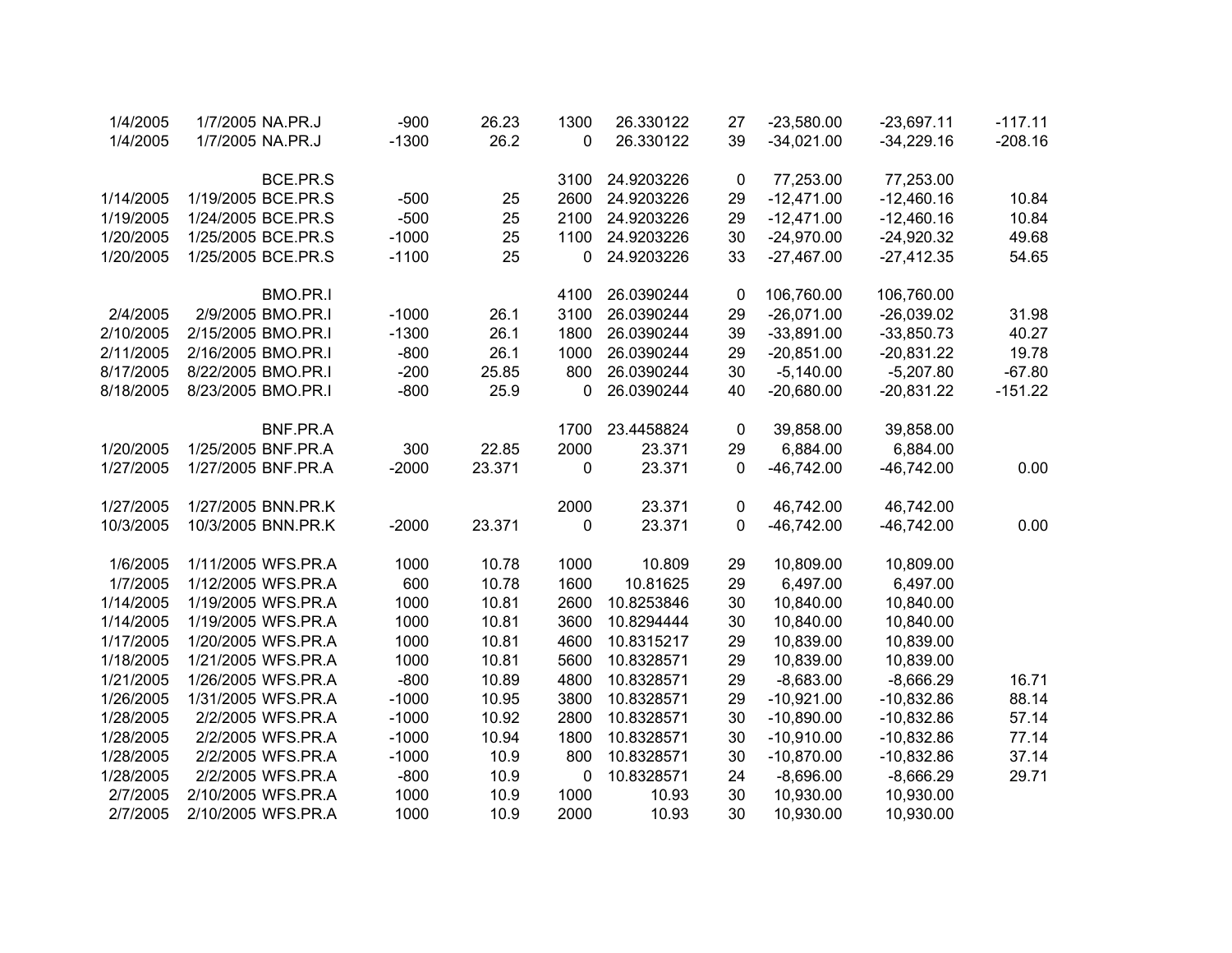| | | | | | | | | | | |
|---|---|---|---|---|---|---|---|---|---|---|
| 1/4/2005 | 1/7/2005 | NA.PR.J | -900 | 26.23 | 1300 | 26.330122 | 27 | -23,580.00 | -23,697.11 | -117.11 |
| 1/4/2005 | 1/7/2005 | NA.PR.J | -1300 | 26.2 | 0 | 26.330122 | 39 | -34,021.00 | -34,229.16 | -208.16 |
| | | | | | | | | | | |
| | | BCE.PR.S | | | 3100 | 24.9203226 | 0 | 77,253.00 | 77,253.00 | |
| 1/14/2005 | 1/19/2005 | BCE.PR.S | -500 | 25 | 2600 | 24.9203226 | 29 | -12,471.00 | -12,460.16 | 10.84 |
| 1/19/2005 | 1/24/2005 | BCE.PR.S | -500 | 25 | 2100 | 24.9203226 | 29 | -12,471.00 | -12,460.16 | 10.84 |
| 1/20/2005 | 1/25/2005 | BCE.PR.S | -1000 | 25 | 1100 | 24.9203226 | 30 | -24,970.00 | -24,920.32 | 49.68 |
| 1/20/2005 | 1/25/2005 | BCE.PR.S | -1100 | 25 | 0 | 24.9203226 | 33 | -27,467.00 | -27,412.35 | 54.65 |
| | | | | | | | | | | |
| | | BMO.PR.I | | | 4100 | 26.0390244 | 0 | 106,760.00 | 106,760.00 | |
| 2/4/2005 | 2/9/2005 | BMO.PR.I | -1000 | 26.1 | 3100 | 26.0390244 | 29 | -26,071.00 | -26,039.02 | 31.98 |
| 2/10/2005 | 2/15/2005 | BMO.PR.I | -1300 | 26.1 | 1800 | 26.0390244 | 39 | -33,891.00 | -33,850.73 | 40.27 |
| 2/11/2005 | 2/16/2005 | BMO.PR.I | -800 | 26.1 | 1000 | 26.0390244 | 29 | -20,851.00 | -20,831.22 | 19.78 |
| 8/17/2005 | 8/22/2005 | BMO.PR.I | -200 | 25.85 | 800 | 26.0390244 | 30 | -5,140.00 | -5,207.80 | -67.80 |
| 8/18/2005 | 8/23/2005 | BMO.PR.I | -800 | 25.9 | 0 | 26.0390244 | 40 | -20,680.00 | -20,831.22 | -151.22 |
| | | | | | | | | | | |
| | | BNF.PR.A | | | 1700 | 23.4458824 | 0 | 39,858.00 | 39,858.00 | |
| 1/20/2005 | 1/25/2005 | BNF.PR.A | 300 | 22.85 | 2000 | 23.371 | 29 | 6,884.00 | 6,884.00 | |
| 1/27/2005 | 1/27/2005 | BNF.PR.A | -2000 | 23.371 | 0 | 23.371 | 0 | -46,742.00 | -46,742.00 | 0.00 |
| | | | | | | | | | | |
| 1/27/2005 | 1/27/2005 | BNN.PR.K | | | 2000 | 23.371 | 0 | 46,742.00 | 46,742.00 | |
| 10/3/2005 | 10/3/2005 | BNN.PR.K | -2000 | 23.371 | 0 | 23.371 | 0 | -46,742.00 | -46,742.00 | 0.00 |
| | | | | | | | | | | |
| 1/6/2005 | 1/11/2005 | WFS.PR.A | 1000 | 10.78 | 1000 | 10.809 | 29 | 10,809.00 | 10,809.00 | |
| 1/7/2005 | 1/12/2005 | WFS.PR.A | 600 | 10.78 | 1600 | 10.81625 | 29 | 6,497.00 | 6,497.00 | |
| 1/14/2005 | 1/19/2005 | WFS.PR.A | 1000 | 10.81 | 2600 | 10.8253846 | 30 | 10,840.00 | 10,840.00 | |
| 1/14/2005 | 1/19/2005 | WFS.PR.A | 1000 | 10.81 | 3600 | 10.8294444 | 30 | 10,840.00 | 10,840.00 | |
| 1/17/2005 | 1/20/2005 | WFS.PR.A | 1000 | 10.81 | 4600 | 10.8315217 | 29 | 10,839.00 | 10,839.00 | |
| 1/18/2005 | 1/21/2005 | WFS.PR.A | 1000 | 10.81 | 5600 | 10.8328571 | 29 | 10,839.00 | 10,839.00 | |
| 1/21/2005 | 1/26/2005 | WFS.PR.A | -800 | 10.89 | 4800 | 10.8328571 | 29 | -8,683.00 | -8,666.29 | 16.71 |
| 1/26/2005 | 1/31/2005 | WFS.PR.A | -1000 | 10.95 | 3800 | 10.8328571 | 29 | -10,921.00 | -10,832.86 | 88.14 |
| 1/28/2005 | 2/2/2005 | WFS.PR.A | -1000 | 10.92 | 2800 | 10.8328571 | 30 | -10,890.00 | -10,832.86 | 57.14 |
| 1/28/2005 | 2/2/2005 | WFS.PR.A | -1000 | 10.94 | 1800 | 10.8328571 | 30 | -10,910.00 | -10,832.86 | 77.14 |
| 1/28/2005 | 2/2/2005 | WFS.PR.A | -1000 | 10.9 | 800 | 10.8328571 | 30 | -10,870.00 | -10,832.86 | 37.14 |
| 1/28/2005 | 2/2/2005 | WFS.PR.A | -800 | 10.9 | 0 | 10.8328571 | 24 | -8,696.00 | -8,666.29 | 29.71 |
| 2/7/2005 | 2/10/2005 | WFS.PR.A | 1000 | 10.9 | 1000 | 10.93 | 30 | 10,930.00 | 10,930.00 | |
| 2/7/2005 | 2/10/2005 | WFS.PR.A | 1000 | 10.9 | 2000 | 10.93 | 30 | 10,930.00 | 10,930.00 | |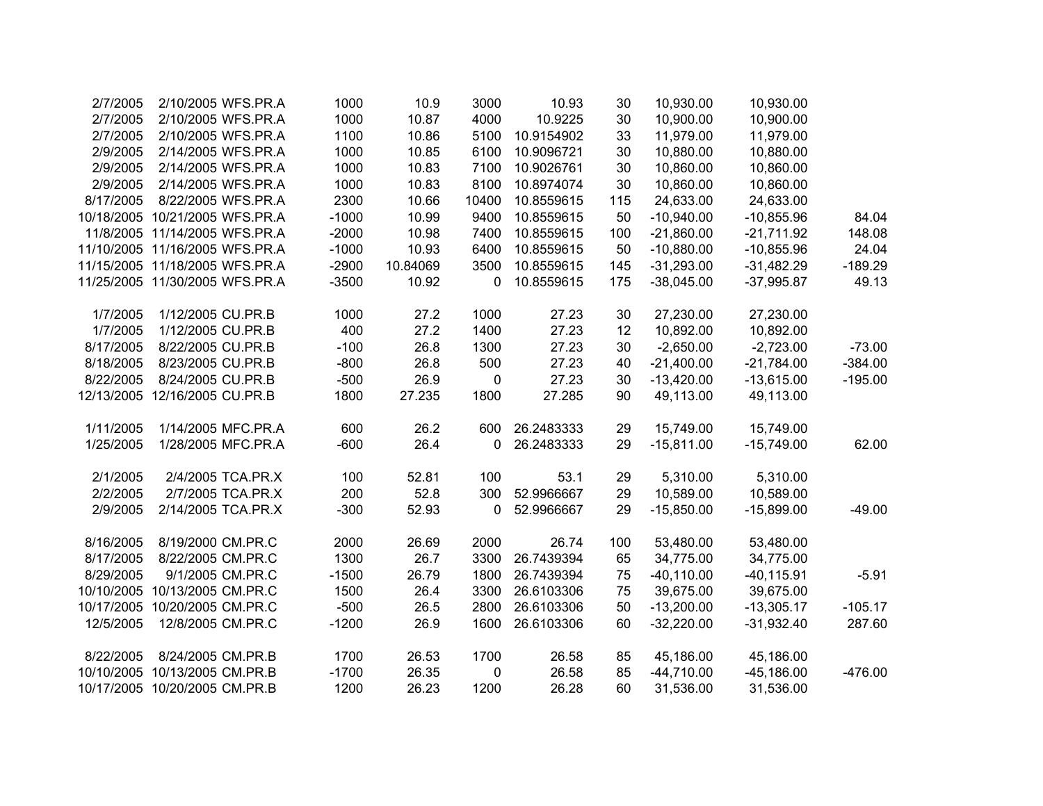| | | | | | | | | | | |
|---|---|---|---|---|---|---|---|---|---|---|
| 2/7/2005 | 2/10/2005 | WFS.PR.A | 1000 | 10.9 | 3000 | 10.93 | 30 | 10,930.00 | 10,930.00 | |
| 2/7/2005 | 2/10/2005 | WFS.PR.A | 1000 | 10.87 | 4000 | 10.9225 | 30 | 10,900.00 | 10,900.00 | |
| 2/7/2005 | 2/10/2005 | WFS.PR.A | 1100 | 10.86 | 5100 | 10.9154902 | 33 | 11,979.00 | 11,979.00 | |
| 2/9/2005 | 2/14/2005 | WFS.PR.A | 1000 | 10.85 | 6100 | 10.9096721 | 30 | 10,880.00 | 10,880.00 | |
| 2/9/2005 | 2/14/2005 | WFS.PR.A | 1000 | 10.83 | 7100 | 10.9026761 | 30 | 10,860.00 | 10,860.00 | |
| 2/9/2005 | 2/14/2005 | WFS.PR.A | 1000 | 10.83 | 8100 | 10.8974074 | 30 | 10,860.00 | 10,860.00 | |
| 8/17/2005 | 8/22/2005 | WFS.PR.A | 2300 | 10.66 | 10400 | 10.8559615 | 115 | 24,633.00 | 24,633.00 | |
| 10/18/2005 | 10/21/2005 | WFS.PR.A | -1000 | 10.99 | 9400 | 10.8559615 | 50 | -10,940.00 | -10,855.96 | 84.04 |
| 11/8/2005 | 11/14/2005 | WFS.PR.A | -2000 | 10.98 | 7400 | 10.8559615 | 100 | -21,860.00 | -21,711.92 | 148.08 |
| 11/10/2005 | 11/16/2005 | WFS.PR.A | -1000 | 10.93 | 6400 | 10.8559615 | 50 | -10,880.00 | -10,855.96 | 24.04 |
| 11/15/2005 | 11/18/2005 | WFS.PR.A | -2900 | 10.84069 | 3500 | 10.8559615 | 145 | -31,293.00 | -31,482.29 | -189.29 |
| 11/25/2005 | 11/30/2005 | WFS.PR.A | -3500 | 10.92 | 0 | 10.8559615 | 175 | -38,045.00 | -37,995.87 | 49.13 |
| | | | | | | | | | | |
| 1/7/2005 | 1/12/2005 | CU.PR.B | 1000 | 27.2 | 1000 | 27.23 | 30 | 27,230.00 | 27,230.00 | |
| 1/7/2005 | 1/12/2005 | CU.PR.B | 400 | 27.2 | 1400 | 27.23 | 12 | 10,892.00 | 10,892.00 | |
| 8/17/2005 | 8/22/2005 | CU.PR.B | -100 | 26.8 | 1300 | 27.23 | 30 | -2,650.00 | -2,723.00 | -73.00 |
| 8/18/2005 | 8/23/2005 | CU.PR.B | -800 | 26.8 | 500 | 27.23 | 40 | -21,400.00 | -21,784.00 | -384.00 |
| 8/22/2005 | 8/24/2005 | CU.PR.B | -500 | 26.9 | 0 | 27.23 | 30 | -13,420.00 | -13,615.00 | -195.00 |
| 12/13/2005 | 12/16/2005 | CU.PR.B | 1800 | 27.235 | 1800 | 27.285 | 90 | 49,113.00 | 49,113.00 | |
| | | | | | | | | | | |
| 1/11/2005 | 1/14/2005 | MFC.PR.A | 600 | 26.2 | 600 | 26.2483333 | 29 | 15,749.00 | 15,749.00 | |
| 1/25/2005 | 1/28/2005 | MFC.PR.A | -600 | 26.4 | 0 | 26.2483333 | 29 | -15,811.00 | -15,749.00 | 62.00 |
| | | | | | | | | | | |
| 2/1/2005 | 2/4/2005 | TCA.PR.X | 100 | 52.81 | 100 | 53.1 | 29 | 5,310.00 | 5,310.00 | |
| 2/2/2005 | 2/7/2005 | TCA.PR.X | 200 | 52.8 | 300 | 52.9966667 | 29 | 10,589.00 | 10,589.00 | |
| 2/9/2005 | 2/14/2005 | TCA.PR.X | -300 | 52.93 | 0 | 52.9966667 | 29 | -15,850.00 | -15,899.00 | -49.00 |
| | | | | | | | | | | |
| 8/16/2005 | 8/19/2000 | CM.PR.C | 2000 | 26.69 | 2000 | 26.74 | 100 | 53,480.00 | 53,480.00 | |
| 8/17/2005 | 8/22/2005 | CM.PR.C | 1300 | 26.7 | 3300 | 26.7439394 | 65 | 34,775.00 | 34,775.00 | |
| 8/29/2005 | 9/1/2005 | CM.PR.C | -1500 | 26.79 | 1800 | 26.7439394 | 75 | -40,110.00 | -40,115.91 | -5.91 |
| 10/10/2005 | 10/13/2005 | CM.PR.C | 1500 | 26.4 | 3300 | 26.6103306 | 75 | 39,675.00 | 39,675.00 | |
| 10/17/2005 | 10/20/2005 | CM.PR.C | -500 | 26.5 | 2800 | 26.6103306 | 50 | -13,200.00 | -13,305.17 | -105.17 |
| 12/5/2005 | 12/8/2005 | CM.PR.C | -1200 | 26.9 | 1600 | 26.6103306 | 60 | -32,220.00 | -31,932.40 | 287.60 |
| | | | | | | | | | | |
| 8/22/2005 | 8/24/2005 | CM.PR.B | 1700 | 26.53 | 1700 | 26.58 | 85 | 45,186.00 | 45,186.00 | |
| 10/10/2005 | 10/13/2005 | CM.PR.B | -1700 | 26.35 | 0 | 26.58 | 85 | -44,710.00 | -45,186.00 | -476.00 |
| 10/17/2005 | 10/20/2005 | CM.PR.B | 1200 | 26.23 | 1200 | 26.28 | 60 | 31,536.00 | 31,536.00 | |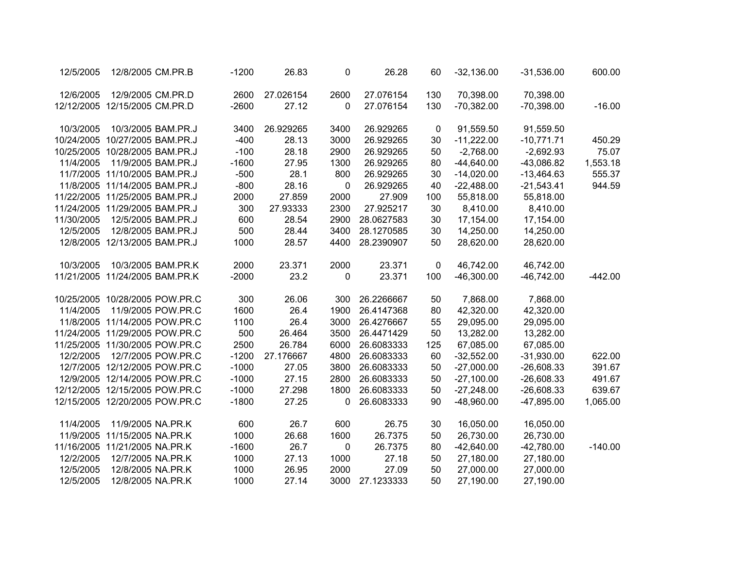| | | | | | | | | | | |
|---|---|---|---|---|---|---|---|---|---|---|
| 12/5/2005 | 12/8/2005 | CM.PR.B | -1200 | 26.83 | 0 | 26.28 | 60 | -32,136.00 | -31,536.00 | 600.00 |
| | | | | | | | | | | |
| 12/6/2005 | 12/9/2005 | CM.PR.D | 2600 | 27.026154 | 2600 | 27.076154 | 130 | 70,398.00 | 70,398.00 | |
| 12/12/2005 | 12/15/2005 | CM.PR.D | -2600 | 27.12 | 0 | 27.076154 | 130 | -70,382.00 | -70,398.00 | -16.00 |
| | | | | | | | | | | |
| 10/3/2005 | 10/3/2005 | BAM.PR.J | 3400 | 26.929265 | 3400 | 26.929265 | 0 | 91,559.50 | 91,559.50 | |
| 10/24/2005 | 10/27/2005 | BAM.PR.J | -400 | 28.13 | 3000 | 26.929265 | 30 | -11,222.00 | -10,771.71 | 450.29 |
| 10/25/2005 | 10/28/2005 | BAM.PR.J | -100 | 28.18 | 2900 | 26.929265 | 50 | -2,768.00 | -2,692.93 | 75.07 |
| 11/4/2005 | 11/9/2005 | BAM.PR.J | -1600 | 27.95 | 1300 | 26.929265 | 80 | -44,640.00 | -43,086.82 | 1,553.18 |
| 11/7/2005 | 11/10/2005 | BAM.PR.J | -500 | 28.1 | 800 | 26.929265 | 30 | -14,020.00 | -13,464.63 | 555.37 |
| 11/8/2005 | 11/14/2005 | BAM.PR.J | -800 | 28.16 | 0 | 26.929265 | 40 | -22,488.00 | -21,543.41 | 944.59 |
| 11/22/2005 | 11/25/2005 | BAM.PR.J | 2000 | 27.859 | 2000 | 27.909 | 100 | 55,818.00 | 55,818.00 | |
| 11/24/2005 | 11/29/2005 | BAM.PR.J | 300 | 27.93333 | 2300 | 27.925217 | 30 | 8,410.00 | 8,410.00 | |
| 11/30/2005 | 12/5/2005 | BAM.PR.J | 600 | 28.54 | 2900 | 28.0627583 | 30 | 17,154.00 | 17,154.00 | |
| 12/5/2005 | 12/8/2005 | BAM.PR.J | 500 | 28.44 | 3400 | 28.1270585 | 30 | 14,250.00 | 14,250.00 | |
| 12/8/2005 | 12/13/2005 | BAM.PR.J | 1000 | 28.57 | 4400 | 28.2390907 | 50 | 28,620.00 | 28,620.00 | |
| | | | | | | | | | | |
| 10/3/2005 | 10/3/2005 | BAM.PR.K | 2000 | 23.371 | 2000 | 23.371 | 0 | 46,742.00 | 46,742.00 | |
| 11/21/2005 | 11/24/2005 | BAM.PR.K | -2000 | 23.2 | 0 | 23.371 | 100 | -46,300.00 | -46,742.00 | -442.00 |
| | | | | | | | | | | |
| 10/25/2005 | 10/28/2005 | POW.PR.C | 300 | 26.06 | 300 | 26.2266667 | 50 | 7,868.00 | 7,868.00 | |
| 11/4/2005 | 11/9/2005 | POW.PR.C | 1600 | 26.4 | 1900 | 26.4147368 | 80 | 42,320.00 | 42,320.00 | |
| 11/8/2005 | 11/14/2005 | POW.PR.C | 1100 | 26.4 | 3000 | 26.4276667 | 55 | 29,095.00 | 29,095.00 | |
| 11/24/2005 | 11/29/2005 | POW.PR.C | 500 | 26.464 | 3500 | 26.4471429 | 50 | 13,282.00 | 13,282.00 | |
| 11/25/2005 | 11/30/2005 | POW.PR.C | 2500 | 26.784 | 6000 | 26.6083333 | 125 | 67,085.00 | 67,085.00 | |
| 12/2/2005 | 12/7/2005 | POW.PR.C | -1200 | 27.176667 | 4800 | 26.6083333 | 60 | -32,552.00 | -31,930.00 | 622.00 |
| 12/7/2005 | 12/12/2005 | POW.PR.C | -1000 | 27.05 | 3800 | 26.6083333 | 50 | -27,000.00 | -26,608.33 | 391.67 |
| 12/9/2005 | 12/14/2005 | POW.PR.C | -1000 | 27.15 | 2800 | 26.6083333 | 50 | -27,100.00 | -26,608.33 | 491.67 |
| 12/12/2005 | 12/15/2005 | POW.PR.C | -1000 | 27.298 | 1800 | 26.6083333 | 50 | -27,248.00 | -26,608.33 | 639.67 |
| 12/15/2005 | 12/20/2005 | POW.PR.C | -1800 | 27.25 | 0 | 26.6083333 | 90 | -48,960.00 | -47,895.00 | 1,065.00 |
| | | | | | | | | | | |
| 11/4/2005 | 11/9/2005 | NA.PR.K | 600 | 26.7 | 600 | 26.75 | 30 | 16,050.00 | 16,050.00 | |
| 11/9/2005 | 11/15/2005 | NA.PR.K | 1000 | 26.68 | 1600 | 26.7375 | 50 | 26,730.00 | 26,730.00 | |
| 11/16/2005 | 11/21/2005 | NA.PR.K | -1600 | 26.7 | 0 | 26.7375 | 80 | -42,640.00 | -42,780.00 | -140.00 |
| 12/2/2005 | 12/7/2005 | NA.PR.K | 1000 | 27.13 | 1000 | 27.18 | 50 | 27,180.00 | 27,180.00 | |
| 12/5/2005 | 12/8/2005 | NA.PR.K | 1000 | 26.95 | 2000 | 27.09 | 50 | 27,000.00 | 27,000.00 | |
| 12/5/2005 | 12/8/2005 | NA.PR.K | 1000 | 27.14 | 3000 | 27.1233333 | 50 | 27,190.00 | 27,190.00 | |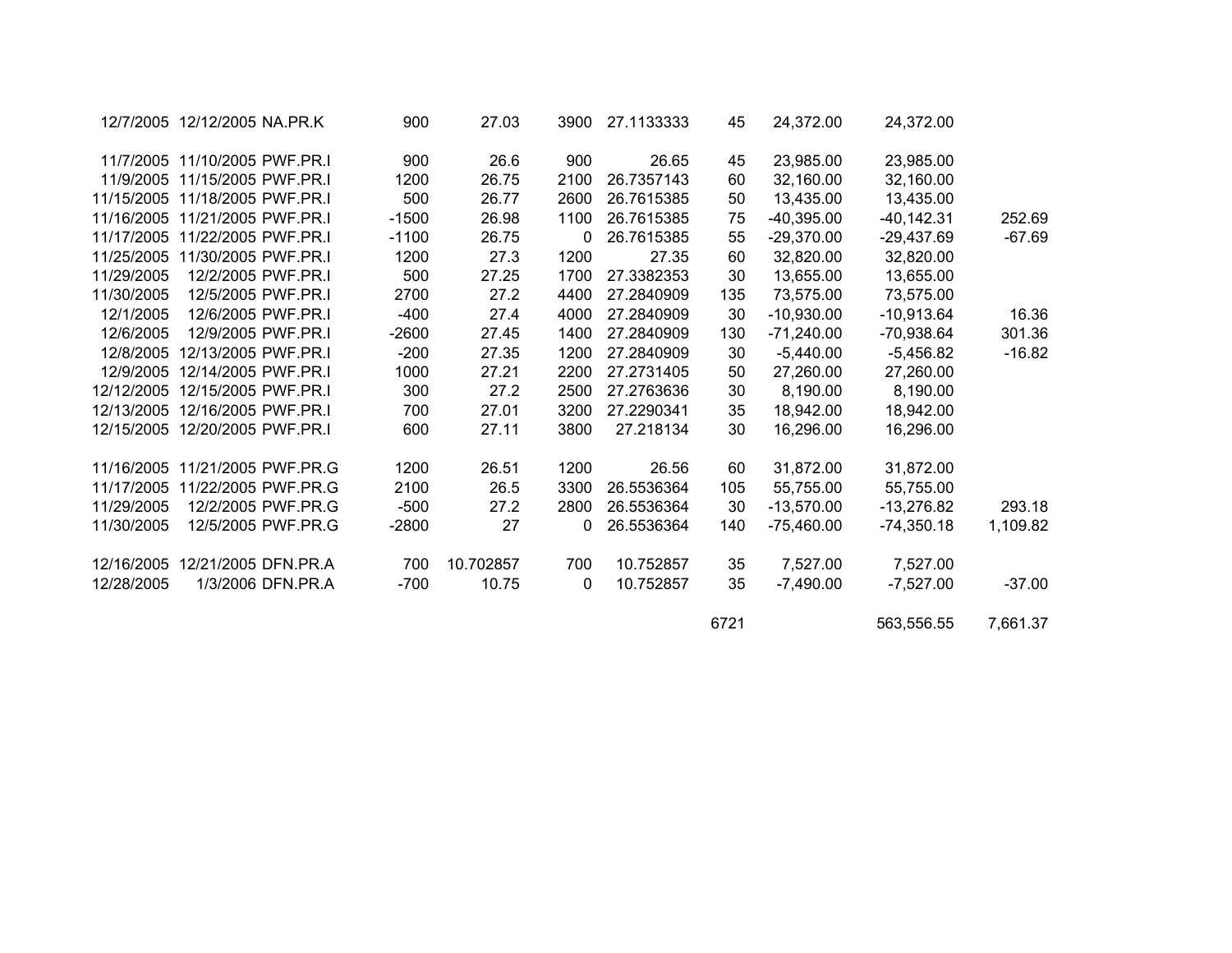| | | | | | | | | | | |
|---|---|---|---|---|---|---|---|---|---|---|
| 12/7/2005 | 12/12/2005 | NA.PR.K | 900 | 27.03 | 3900 | 27.1133333 | 45 | 24,372.00 | 24,372.00 | |
| | | | | | | | | | | |
| 11/7/2005 | 11/10/2005 | PWF.PR.I | 900 | 26.6 | 900 | 26.65 | 45 | 23,985.00 | 23,985.00 | |
| 11/9/2005 | 11/15/2005 | PWF.PR.I | 1200 | 26.75 | 2100 | 26.7357143 | 60 | 32,160.00 | 32,160.00 | |
| 11/15/2005 | 11/18/2005 | PWF.PR.I | 500 | 26.77 | 2600 | 26.7615385 | 50 | 13,435.00 | 13,435.00 | |
| 11/16/2005 | 11/21/2005 | PWF.PR.I | -1500 | 26.98 | 1100 | 26.7615385 | 75 | -40,395.00 | -40,142.31 | 252.69 |
| 11/17/2005 | 11/22/2005 | PWF.PR.I | -1100 | 26.75 | 0 | 26.7615385 | 55 | -29,370.00 | -29,437.69 | -67.69 |
| 11/25/2005 | 11/30/2005 | PWF.PR.I | 1200 | 27.3 | 1200 | 27.35 | 60 | 32,820.00 | 32,820.00 | |
| 11/29/2005 | 12/2/2005 | PWF.PR.I | 500 | 27.25 | 1700 | 27.3382353 | 30 | 13,655.00 | 13,655.00 | |
| 11/30/2005 | 12/5/2005 | PWF.PR.I | 2700 | 27.2 | 4400 | 27.2840909 | 135 | 73,575.00 | 73,575.00 | |
| 12/1/2005 | 12/6/2005 | PWF.PR.I | -400 | 27.4 | 4000 | 27.2840909 | 30 | -10,930.00 | -10,913.64 | 16.36 |
| 12/6/2005 | 12/9/2005 | PWF.PR.I | -2600 | 27.45 | 1400 | 27.2840909 | 130 | -71,240.00 | -70,938.64 | 301.36 |
| 12/8/2005 | 12/13/2005 | PWF.PR.I | -200 | 27.35 | 1200 | 27.2840909 | 30 | -5,440.00 | -5,456.82 | -16.82 |
| 12/9/2005 | 12/14/2005 | PWF.PR.I | 1000 | 27.21 | 2200 | 27.2731405 | 50 | 27,260.00 | 27,260.00 | |
| 12/12/2005 | 12/15/2005 | PWF.PR.I | 300 | 27.2 | 2500 | 27.2763636 | 30 | 8,190.00 | 8,190.00 | |
| 12/13/2005 | 12/16/2005 | PWF.PR.I | 700 | 27.01 | 3200 | 27.2290341 | 35 | 18,942.00 | 18,942.00 | |
| 12/15/2005 | 12/20/2005 | PWF.PR.I | 600 | 27.11 | 3800 | 27.218134 | 30 | 16,296.00 | 16,296.00 | |
| | | | | | | | | | | |
| 11/16/2005 | 11/21/2005 | PWF.PR.G | 1200 | 26.51 | 1200 | 26.56 | 60 | 31,872.00 | 31,872.00 | |
| 11/17/2005 | 11/22/2005 | PWF.PR.G | 2100 | 26.5 | 3300 | 26.5536364 | 105 | 55,755.00 | 55,755.00 | |
| 11/29/2005 | 12/2/2005 | PWF.PR.G | -500 | 27.2 | 2800 | 26.5536364 | 30 | -13,570.00 | -13,276.82 | 293.18 |
| 11/30/2005 | 12/5/2005 | PWF.PR.G | -2800 | 27 | 0 | 26.5536364 | 140 | -75,460.00 | -74,350.18 | 1,109.82 |
| | | | | | | | | | | |
| 12/16/2005 | 12/21/2005 | DFN.PR.A | 700 | 10.702857 | 700 | 10.752857 | 35 | 7,527.00 | 7,527.00 | |
| 12/28/2005 | 1/3/2006 | DFN.PR.A | -700 | 10.75 | 0 | 10.752857 | 35 | -7,490.00 | -7,527.00 | -37.00 |
| | | | | | | | | | | |
| | | | | | | | 6721 | | 563,556.55 | 7,661.37 |